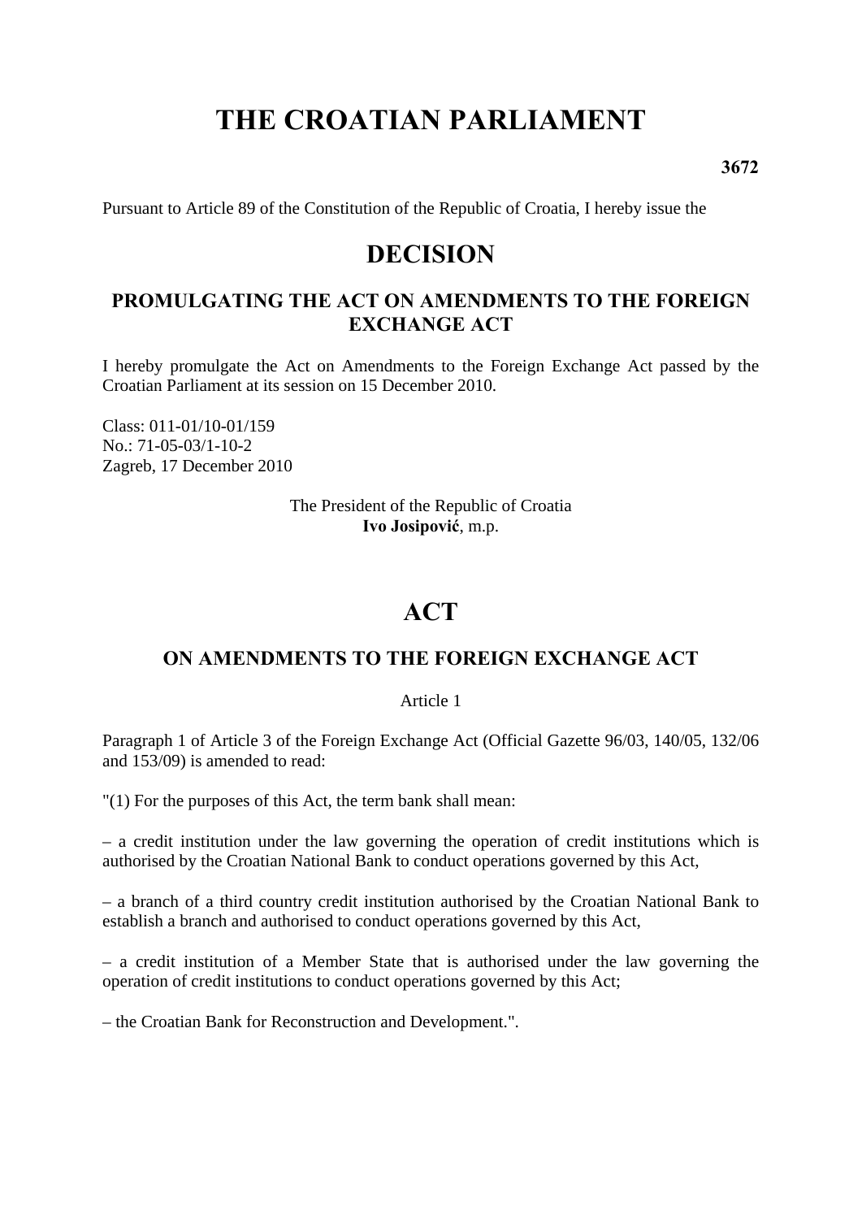# THE CROATIAN PARLIAMENT

**3672**

Pursuant to Article 89 of the Constitution of the Republic of Croatia, I hereby issue the

## DECISION

### PROMULGATING THE ACT ON AMENDMENTS TO THE FOREIGN EXCHANGE ACT

I hereby promulgate the Act on Amendments to the Foreign Exchange Act passed by the Croatian Parliament at its session on 15 December 2010.

Class: 011-01/10-01/159
No.: 71-05-03/1-10-2
Zagreb, 17 December 2010

The President of the Republic of Croatia
**Ivo Josipović**, m.p.

## ACT

### ON AMENDMENTS TO THE FOREIGN EXCHANGE ACT

Article 1

Paragraph 1 of Article 3 of the Foreign Exchange Act (Official Gazette 96/03, 140/05, 132/06 and 153/09) is amended to read:

"(1) For the purposes of this Act, the term bank shall mean:

– a credit institution under the law governing the operation of credit institutions which is authorised by the Croatian National Bank to conduct operations governed by this Act,

– a branch of a third country credit institution authorised by the Croatian National Bank to establish a branch and authorised to conduct operations governed by this Act,

– a credit institution of a Member State that is authorised under the law governing the operation of credit institutions to conduct operations governed by this Act;

– the Croatian Bank for Reconstruction and Development.".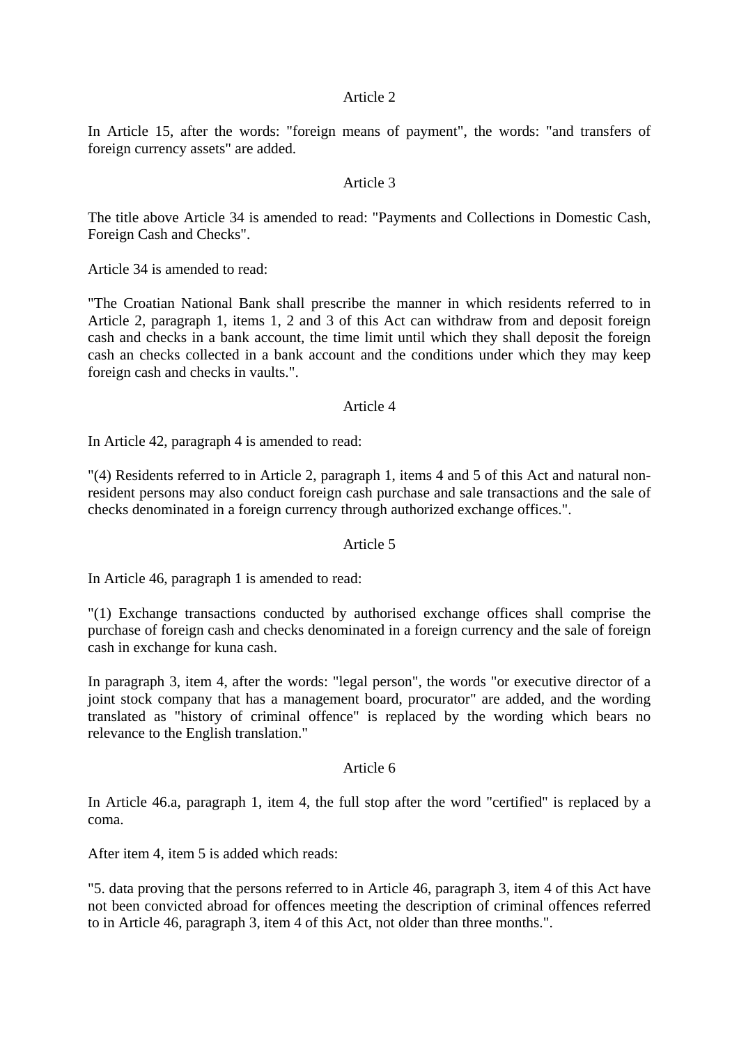Article 2

In Article 15, after the words: "foreign means of payment", the words: "and transfers of foreign currency assets" are added.

Article 3

The title above Article 34 is amended to read: "Payments and Collections in Domestic Cash, Foreign Cash and Checks".

Article 34 is amended to read:

"The Croatian National Bank shall prescribe the manner in which residents referred to in Article 2, paragraph 1, items 1, 2 and 3 of this Act can withdraw from and deposit foreign cash and checks in a bank account, the time limit until which they shall deposit the foreign cash an checks collected in a bank account and the conditions under which they may keep foreign cash and checks in vaults.".

Article 4

In Article 42, paragraph 4 is amended to read:

"(4) Residents referred to in Article 2, paragraph 1, items 4 and 5 of this Act and natural non-resident persons may also conduct foreign cash purchase and sale transactions and the sale of checks denominated in a foreign currency through authorized exchange offices.".

Article 5

In Article 46, paragraph 1 is amended to read:

"(1) Exchange transactions conducted by authorised exchange offices shall comprise the purchase of foreign cash and checks denominated in a foreign currency and the sale of foreign cash in exchange for kuna cash.

In paragraph 3, item 4, after the words: "legal person", the words "or executive director of a joint stock company that has a management board, procurator" are added, and the wording translated as "history of criminal offence" is replaced by the wording which bears no relevance to the English translation."

Article 6

In Article 46.a, paragraph 1, item 4, the full stop after the word "certified" is replaced by a coma.

After item 4, item 5 is added which reads:

"5. data proving that the persons referred to in Article 46, paragraph 3, item 4 of this Act have not been convicted abroad for offences meeting the description of criminal offences referred to in Article 46, paragraph 3, item 4 of this Act, not older than three months.".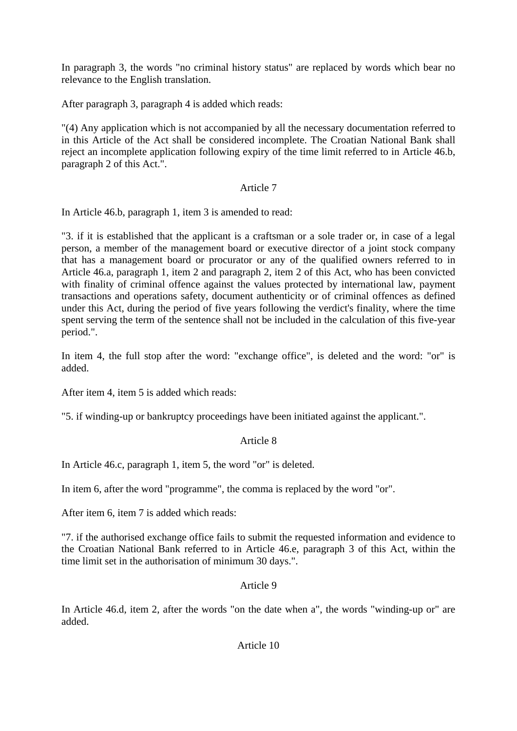In paragraph 3, the words "no criminal history status" are replaced by words which bear no relevance to the English translation.

After paragraph 3, paragraph 4 is added which reads:

"(4) Any application which is not accompanied by all the necessary documentation referred to in this Article of the Act shall be considered incomplete. The Croatian National Bank shall reject an incomplete application following expiry of the time limit referred to in Article 46.b, paragraph 2 of this Act.".

Article 7

In Article 46.b, paragraph 1, item 3 is amended to read:

"3. if it is established that the applicant is a craftsman or a sole trader or, in case of a legal person, a member of the management board or executive director of a joint stock company that has a management board or procurator or any of the qualified owners referred to in Article 46.a, paragraph 1, item 2 and paragraph 2, item 2 of this Act, who has been convicted with finality of criminal offence against the values protected by international law, payment transactions and operations safety, document authenticity or of criminal offences as defined under this Act, during the period of five years following the verdict's finality, where the time spent serving the term of the sentence shall not be included in the calculation of this five-year period.".

In item 4, the full stop after the word: "exchange office", is deleted and the word: "or" is added.

After item 4, item 5 is added which reads:

"5. if winding-up or bankruptcy proceedings have been initiated against the applicant.".

Article 8

In Article 46.c, paragraph 1, item 5, the word "or" is deleted.

In item 6, after the word "programme", the comma is replaced by the word "or".

After item 6, item 7 is added which reads:

"7. if the authorised exchange office fails to submit the requested information and evidence to the Croatian National Bank referred to in Article 46.e, paragraph 3 of this Act, within the time limit set in the authorisation of minimum 30 days.".

Article 9

In Article 46.d, item 2, after the words "on the date when a", the words "winding-up or" are added.

Article 10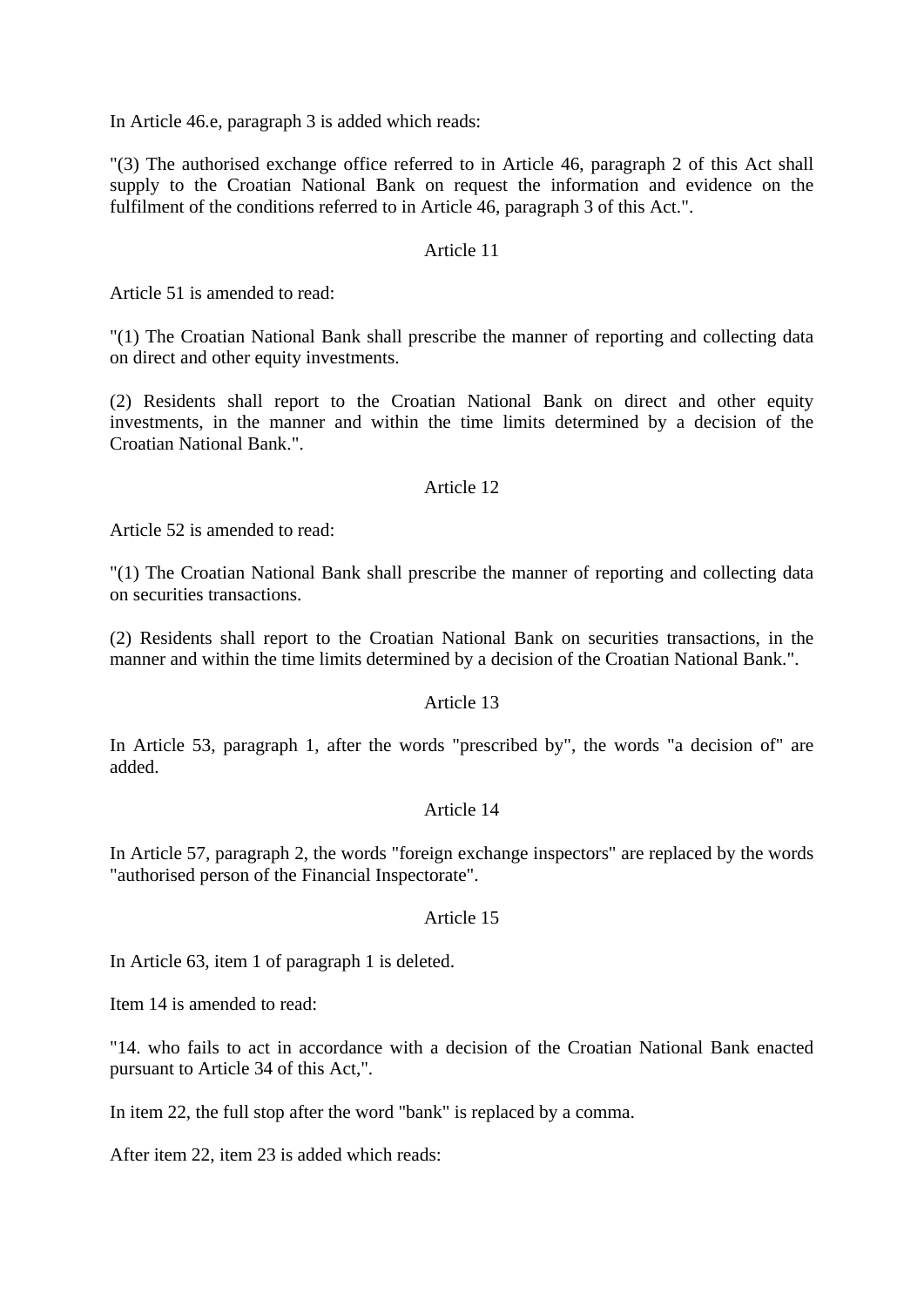In Article 46.e, paragraph 3 is added which reads:

"(3) The authorised exchange office referred to in Article 46, paragraph 2 of this Act shall supply to the Croatian National Bank on request the information and evidence on the fulfilment of the conditions referred to in Article 46, paragraph 3 of this Act.".

Article 11

Article 51 is amended to read:

"(1) The Croatian National Bank shall prescribe the manner of reporting and collecting data on direct and other equity investments.

(2) Residents shall report to the Croatian National Bank on direct and other equity investments, in the manner and within the time limits determined by a decision of the Croatian National Bank.".

Article 12

Article 52 is amended to read:

"(1) The Croatian National Bank shall prescribe the manner of reporting and collecting data on securities transactions.

(2) Residents shall report to the Croatian National Bank on securities transactions, in the manner and within the time limits determined by a decision of the Croatian National Bank.".

Article 13

In Article 53, paragraph 1, after the words "prescribed by", the words "a decision of" are added.

Article 14

In Article 57, paragraph 2, the words "foreign exchange inspectors" are replaced by the words "authorised person of the Financial Inspectorate".

Article 15

In Article 63, item 1 of paragraph 1 is deleted.

Item 14 is amended to read:

"14. who fails to act in accordance with a decision of the Croatian National Bank enacted pursuant to Article 34 of this Act,".

In item 22, the full stop after the word "bank" is replaced by a comma.

After item 22, item 23 is added which reads: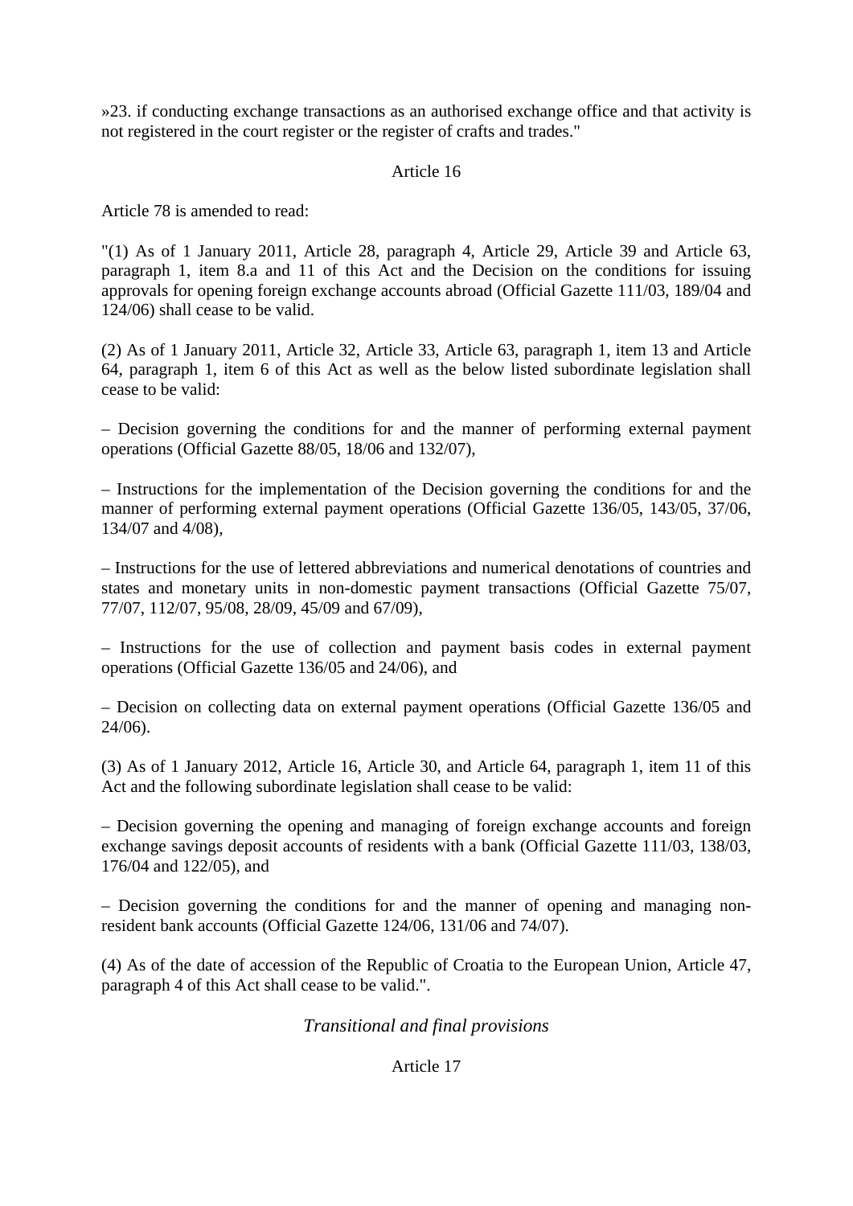»23. if conducting exchange transactions as an authorised exchange office and that activity is not registered in the court register or the register of crafts and trades."

Article 16

Article 78 is amended to read:

"(1) As of 1 January 2011, Article 28, paragraph 4, Article 29, Article 39 and Article 63, paragraph 1, item 8.a and 11 of this Act and the Decision on the conditions for issuing approvals for opening foreign exchange accounts abroad (Official Gazette 111/03, 189/04 and 124/06) shall cease to be valid.

(2) As of 1 January 2011, Article 32, Article 33, Article 63, paragraph 1, item 13 and Article 64, paragraph 1, item 6 of this Act as well as the below listed subordinate legislation shall cease to be valid:

– Decision governing the conditions for and the manner of performing external payment operations (Official Gazette 88/05, 18/06 and 132/07),

– Instructions for the implementation of the Decision governing the conditions for and the manner of performing external payment operations (Official Gazette 136/05, 143/05, 37/06, 134/07 and 4/08),

– Instructions for the use of lettered abbreviations and numerical denotations of countries and states and monetary units in non-domestic payment transactions (Official Gazette 75/07, 77/07, 112/07, 95/08, 28/09, 45/09 and 67/09),

– Instructions for the use of collection and payment basis codes in external payment operations (Official Gazette 136/05 and 24/06), and

– Decision on collecting data on external payment operations (Official Gazette 136/05 and 24/06).

(3) As of 1 January 2012, Article 16, Article 30, and Article 64, paragraph 1, item 11 of this Act and the following subordinate legislation shall cease to be valid:

– Decision governing the opening and managing of foreign exchange accounts and foreign exchange savings deposit accounts of residents with a bank (Official Gazette 111/03, 138/03, 176/04 and 122/05), and

– Decision governing the conditions for and the manner of opening and managing non-resident bank accounts (Official Gazette 124/06, 131/06 and 74/07).

(4) As of the date of accession of the Republic of Croatia to the European Union, Article 47, paragraph 4 of this Act shall cease to be valid.".

*Transitional and final provisions*

Article 17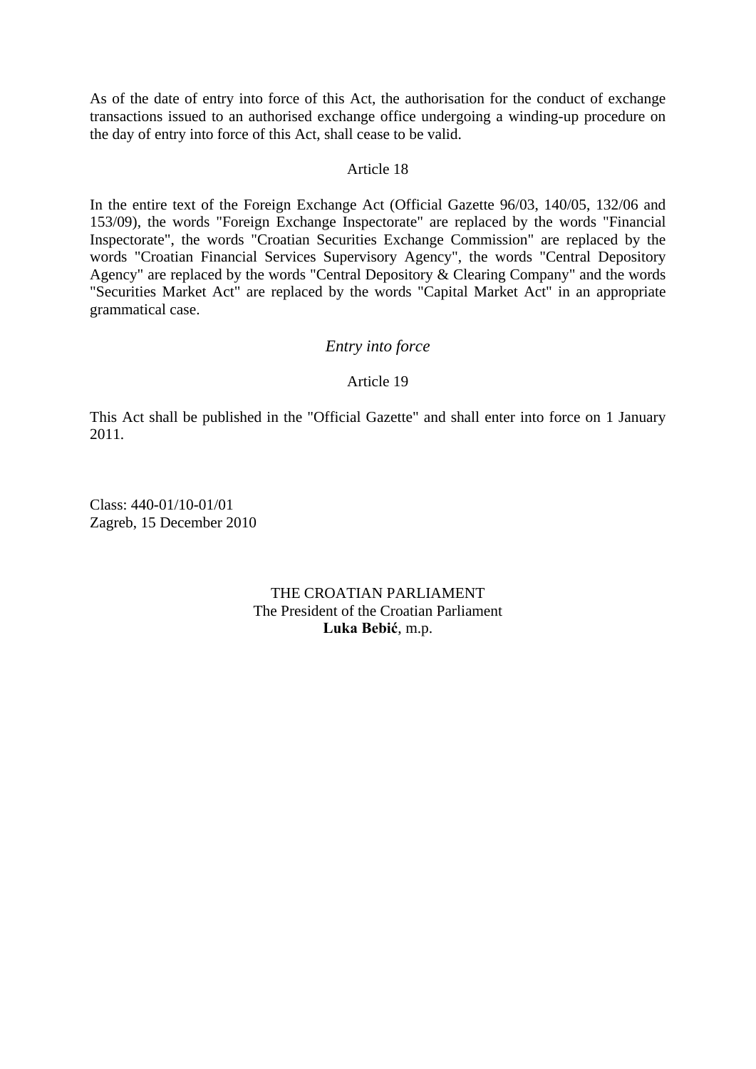As of the date of entry into force of this Act, the authorisation for the conduct of exchange transactions issued to an authorised exchange office undergoing a winding-up procedure on the day of entry into force of this Act, shall cease to be valid.

Article 18

In the entire text of the Foreign Exchange Act (Official Gazette 96/03, 140/05, 132/06 and 153/09), the words "Foreign Exchange Inspectorate" are replaced by the words "Financial Inspectorate", the words "Croatian Securities Exchange Commission" are replaced by the words "Croatian Financial Services Supervisory Agency", the words "Central Depository Agency" are replaced by the words "Central Depository & Clearing Company" and the words "Securities Market Act" are replaced by the words "Capital Market Act" in an appropriate grammatical case.

*Entry into force*

Article 19

This Act shall be published in the "Official Gazette" and shall enter into force on 1 January 2011.

Class: 440-01/10-01/01
Zagreb, 15 December 2010

THE CROATIAN PARLIAMENT
The President of the Croatian Parliament
**Luka Bebić**, m.p.